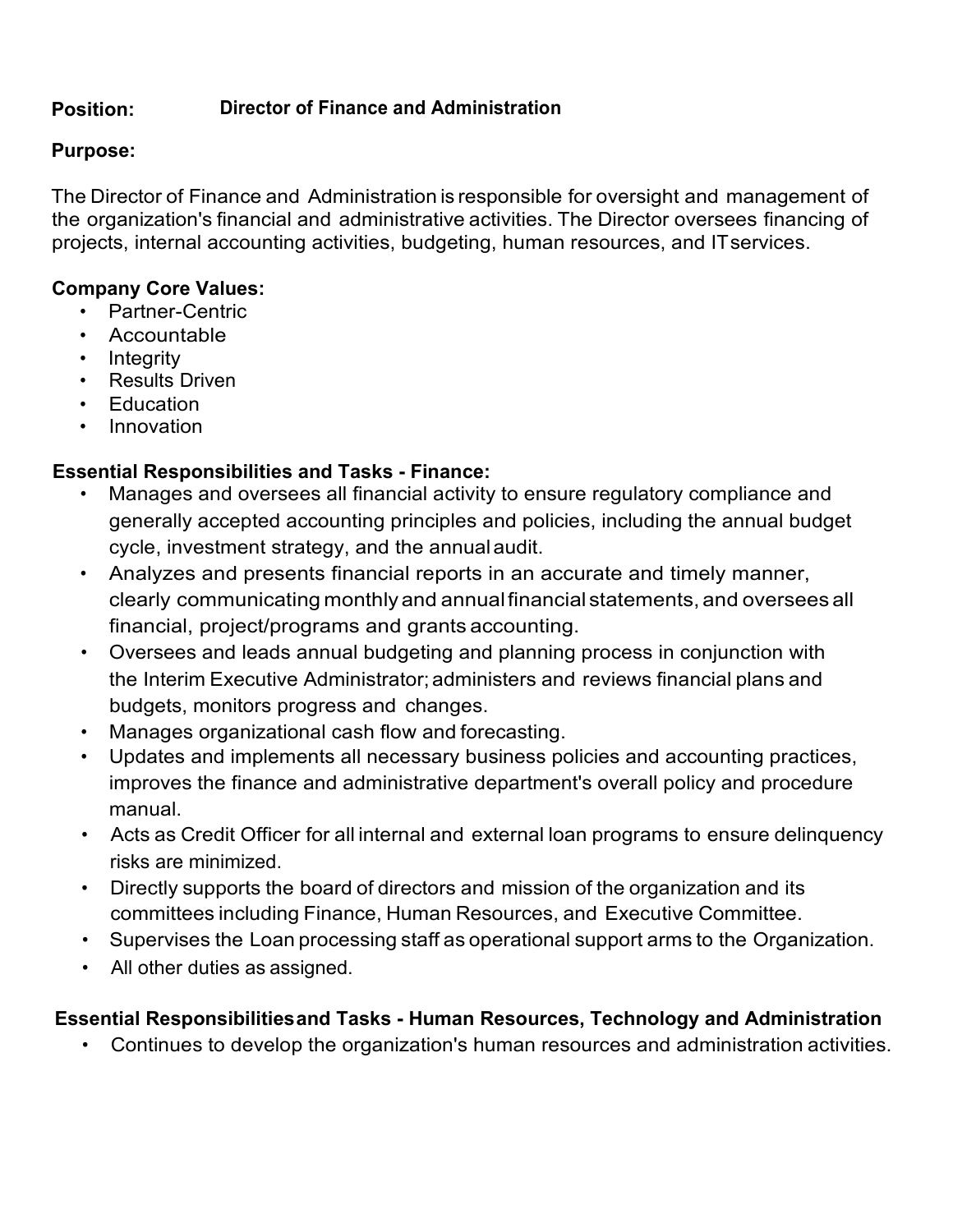**Position:** **Director of Finance and Administration**

**Purpose:**

The Director of Finance and Administration is responsible for oversight and management of the organization's financial and administrative activities. The Director oversees financing of projects, internal accounting activities, budgeting, human resources, and IT services.

**Company Core Values:**

- Partner-Centric
- Accountable
- Integrity
- Results Driven
- Education
- Innovation

**Essential Responsibilities and Tasks - Finance:**

- Manages and oversees all financial activity to ensure regulatory compliance and generally accepted accounting principles and policies, including the annual budget cycle, investment strategy, and the annual audit.
- Analyzes and presents financial reports in an accurate and timely manner, clearly communicating monthly and annual financial statements, and oversees all financial, project/programs and grants accounting.
- Oversees and leads annual budgeting and planning process in conjunction with the Interim Executive Administrator; administers and reviews financial plans and budgets, monitors progress and changes.
- Manages organizational cash flow and forecasting.
- Updates and implements all necessary business policies and accounting practices, improves the finance and administrative department's overall policy and procedure manual.
- Acts as Credit Officer for all internal and external loan programs to ensure delinquency risks are minimized.
- Directly supports the board of directors and mission of the organization and its committees including Finance, Human Resources, and Executive Committee.
- Supervises the Loan processing staff as operational support arms to the Organization.
- All other duties as assigned.

**Essential Responsibilities and Tasks - Human Resources, Technology and Administration**

- Continues to develop the organization's human resources and administration activities.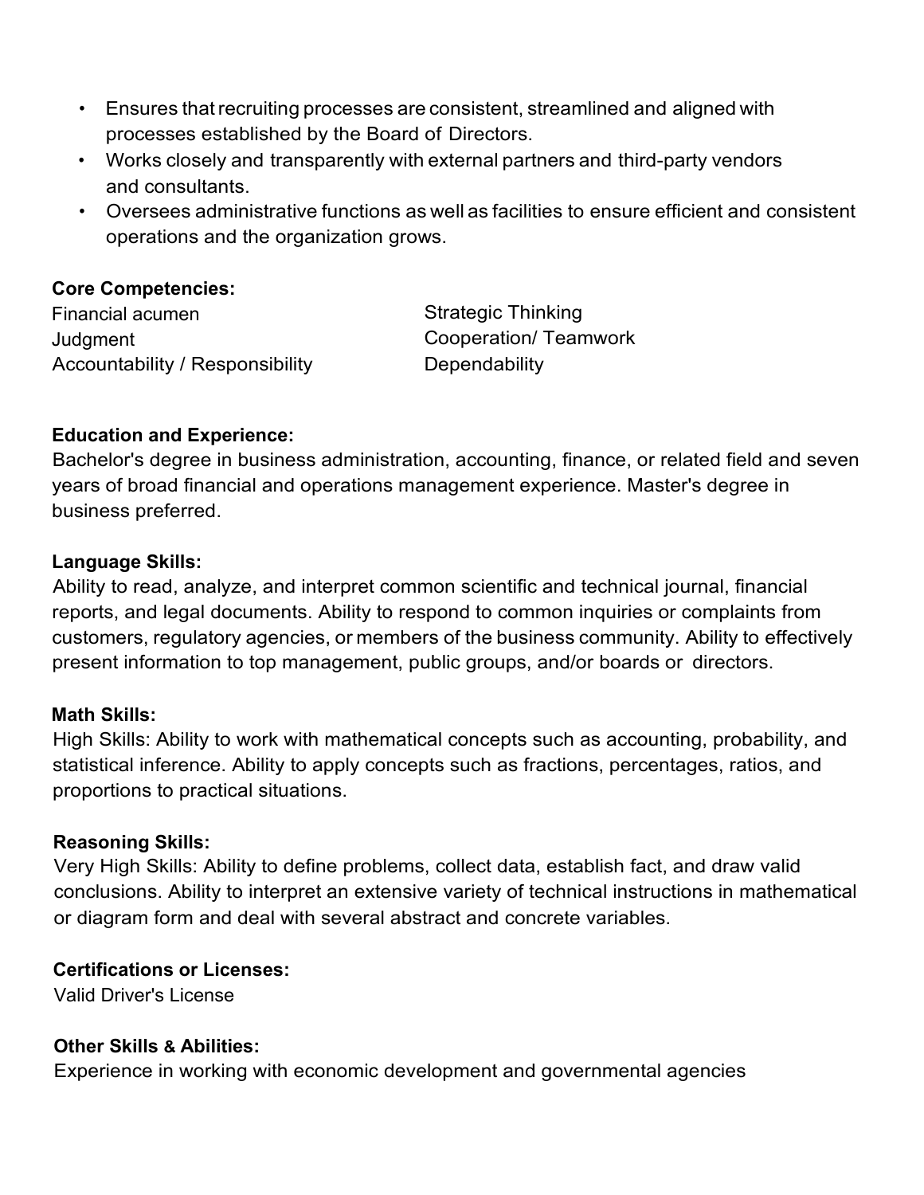- Ensures that recruiting processes are consistent, streamlined and aligned with processes established by the Board of Directors.
- Works closely and transparently with external partners and third-party vendors and consultants.
- Oversees administrative functions as well as facilities to ensure efficient and consistent operations and the organization grows.

**Core Competencies:**

Financial acumen
Judgment
Accountability / Responsibility
Strategic Thinking
Cooperation/ Teamwork
Dependability

**Education and Experience:**

Bachelor's degree in business administration, accounting, finance, or related field and seven years of broad financial and operations management experience. Master's degree in business preferred.

**Language Skills:**

Ability to read, analyze, and interpret common scientific and technical journal, financial reports, and legal documents. Ability to respond to common inquiries or complaints from customers, regulatory agencies, or members of the business community. Ability to effectively present information to top management, public groups, and/or boards or directors.

**Math Skills:**

High Skills: Ability to work with mathematical concepts such as accounting, probability, and statistical inference. Ability to apply concepts such as fractions, percentages, ratios, and proportions to practical situations.

**Reasoning Skills:**

Very High Skills: Ability to define problems, collect data, establish fact, and draw valid conclusions. Ability to interpret an extensive variety of technical instructions in mathematical or diagram form and deal with several abstract and concrete variables.

**Certifications or Licenses:**

Valid Driver's License

**Other Skills & Abilities:**

Experience in working with economic development and governmental agencies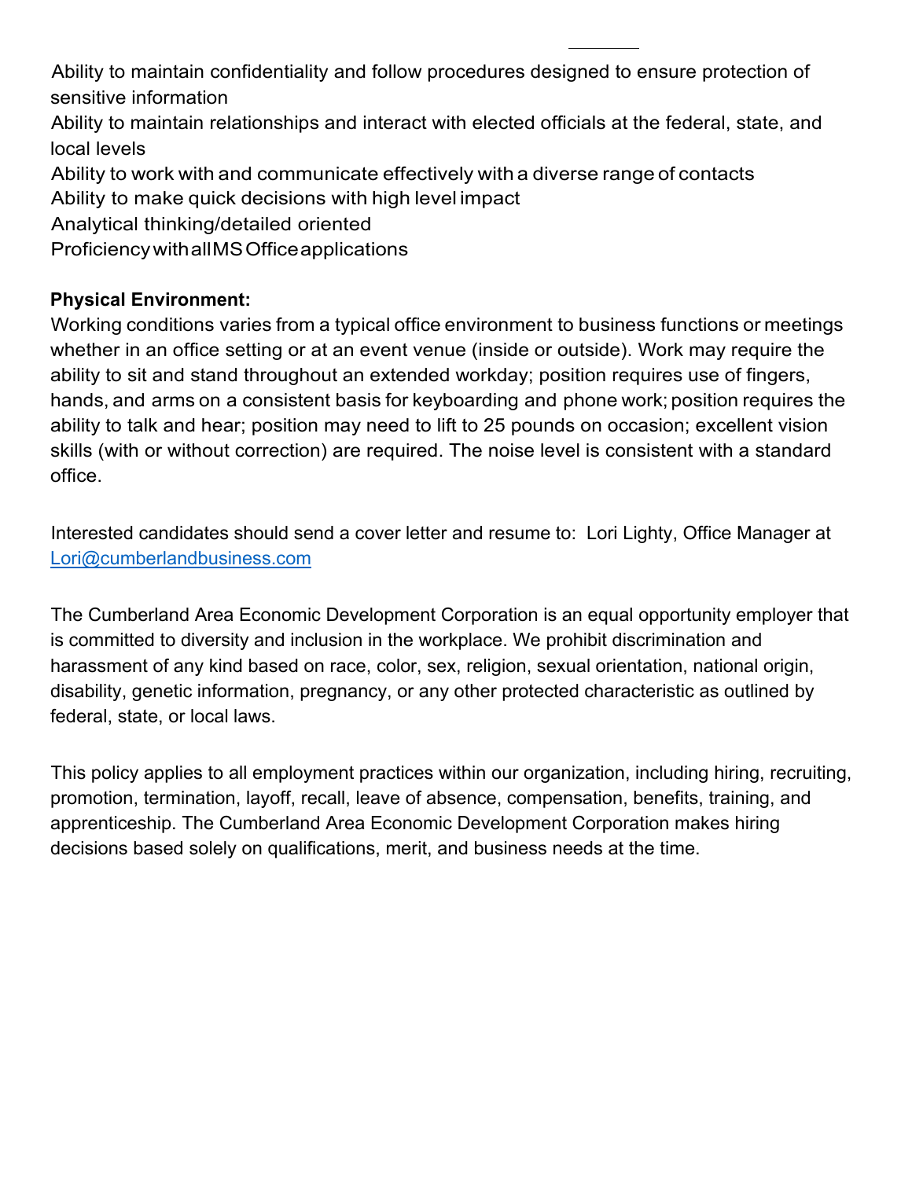Ability to maintain confidentiality and follow procedures designed to ensure protection of sensitive information

Ability to maintain relationships and interact with elected officials at the federal, state, and local levels

Ability to work with and communicate effectively with a diverse range of contacts

Ability to make quick decisions with high level impact

Analytical thinking/detailed oriented

Proficiency with all MS Office applications

**Physical Environment:**

Working conditions varies from a typical office environment to business functions or meetings whether in an office setting or at an event venue (inside or outside). Work may require the ability to sit and stand throughout an extended workday; position requires use of fingers, hands, and arms on a consistent basis for keyboarding and phone work; position requires the ability to talk and hear; position may need to lift to 25 pounds on occasion; excellent vision skills (with or without correction) are required. The noise level is consistent with a standard office.

Interested candidates should send a cover letter and resume to: Lori Lighty, Office Manager at [Lori@cumberlandbusiness.com](mailto:Lori@cumberlandbusiness.com)

The Cumberland Area Economic Development Corporation is an equal opportunity employer that is committed to diversity and inclusion in the workplace. We prohibit discrimination and harassment of any kind based on race, color, sex, religion, sexual orientation, national origin, disability, genetic information, pregnancy, or any other protected characteristic as outlined by federal, state, or local laws.

This policy applies to all employment practices within our organization, including hiring, recruiting, promotion, termination, layoff, recall, leave of absence, compensation, benefits, training, and apprenticeship. The Cumberland Area Economic Development Corporation makes hiring decisions based solely on qualifications, merit, and business needs at the time.